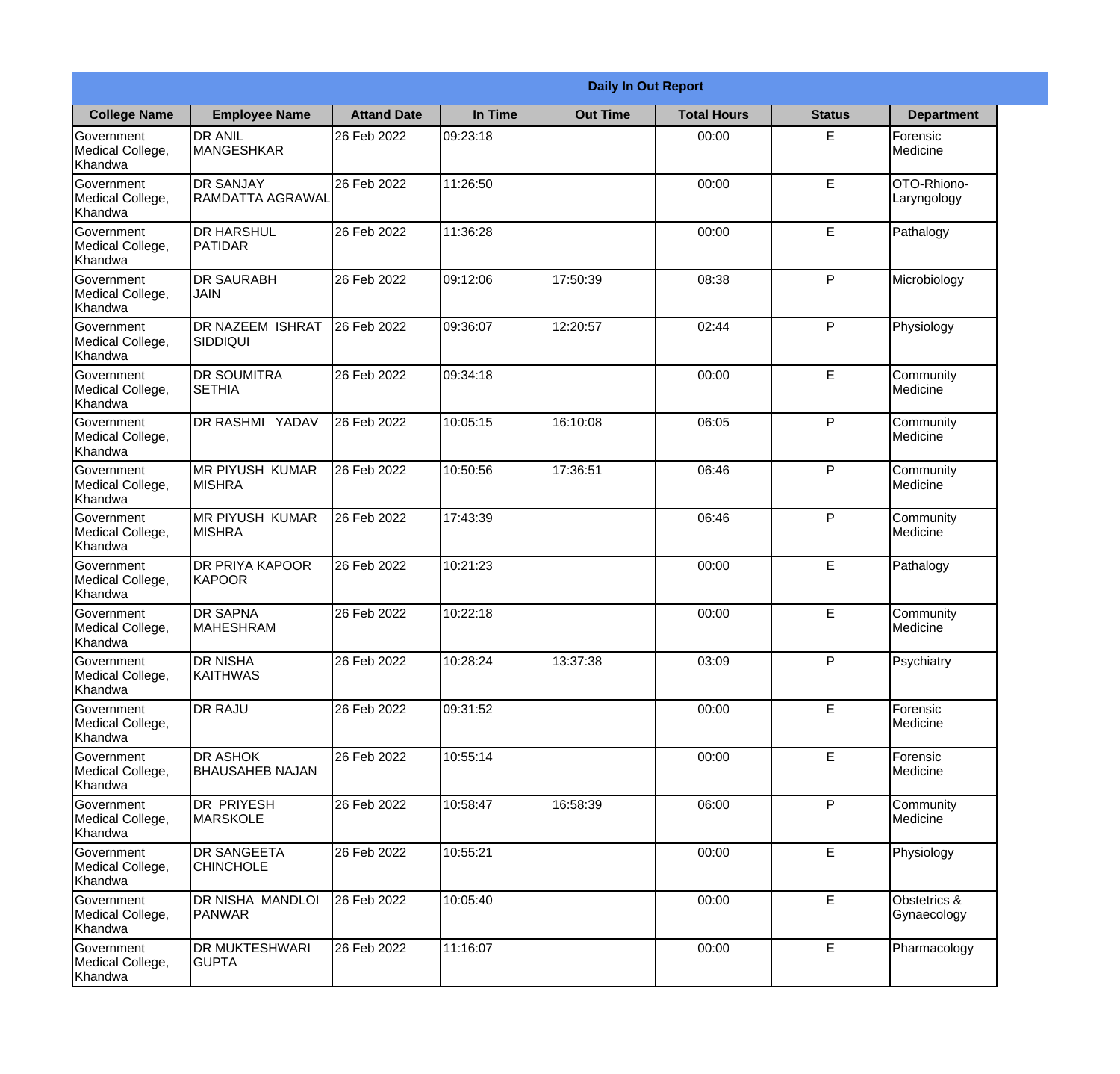**Daily In Out Report**

| College Name | Employee Name | Attand Date | In Time | Out Time | Total Hours | Status | Department |
|---|---|---|---|---|---|---|---|
| Government Medical College, Khandwa | DR ANIL MANGESHKAR | 26 Feb 2022 | 09:23:18 | | 00:00 | E | Forensic Medicine |
| Government Medical College, Khandwa | DR SANJAY RAMDATTA AGRAWAL | 26 Feb 2022 | 11:26:50 | | 00:00 | E | OTO-Rhiono-Laryngology |
| Government Medical College, Khandwa | DR HARSHUL PATIDAR | 26 Feb 2022 | 11:36:28 | | 00:00 | E | Pathalogy |
| Government Medical College, Khandwa | DR SAURABH JAIN | 26 Feb 2022 | 09:12:06 | 17:50:39 | 08:38 | P | Microbiology |
| Government Medical College, Khandwa | DR NAZEEM ISHRAT SIDDIQUI | 26 Feb 2022 | 09:36:07 | 12:20:57 | 02:44 | P | Physiology |
| Government Medical College, Khandwa | DR SOUMITRA SETHIA | 26 Feb 2022 | 09:34:18 | | 00:00 | E | Community Medicine |
| Government Medical College, Khandwa | DR RASHMI YADAV | 26 Feb 2022 | 10:05:15 | 16:10:08 | 06:05 | P | Community Medicine |
| Government Medical College, Khandwa | MR PIYUSH KUMAR MISHRA | 26 Feb 2022 | 10:50:56 | 17:36:51 | 06:46 | P | Community Medicine |
| Government Medical College, Khandwa | MR PIYUSH KUMAR MISHRA | 26 Feb 2022 | 17:43:39 | | 06:46 | P | Community Medicine |
| Government Medical College, Khandwa | DR PRIYA KAPOOR KAPOOR | 26 Feb 2022 | 10:21:23 | | 00:00 | E | Pathalogy |
| Government Medical College, Khandwa | DR SAPNA MAHESHRAM | 26 Feb 2022 | 10:22:18 | | 00:00 | E | Community Medicine |
| Government Medical College, Khandwa | DR NISHA KAITHWAS | 26 Feb 2022 | 10:28:24 | 13:37:38 | 03:09 | P | Psychiatry |
| Government Medical College, Khandwa | DR RAJU | 26 Feb 2022 | 09:31:52 | | 00:00 | E | Forensic Medicine |
| Government Medical College, Khandwa | DR ASHOK BHAUSAHEB NAJAN | 26 Feb 2022 | 10:55:14 | | 00:00 | E | Forensic Medicine |
| Government Medical College, Khandwa | DR PRIYESH MARSKOLE | 26 Feb 2022 | 10:58:47 | 16:58:39 | 06:00 | P | Community Medicine |
| Government Medical College, Khandwa | DR SANGEETA CHINCHOLE | 26 Feb 2022 | 10:55:21 | | 00:00 | E | Physiology |
| Government Medical College, Khandwa | DR NISHA MANDLOI PANWAR | 26 Feb 2022 | 10:05:40 | | 00:00 | E | Obstetrics & Gynaecology |
| Government Medical College, Khandwa | DR MUKTESHWARI GUPTA | 26 Feb 2022 | 11:16:07 | | 00:00 | E | Pharmacology |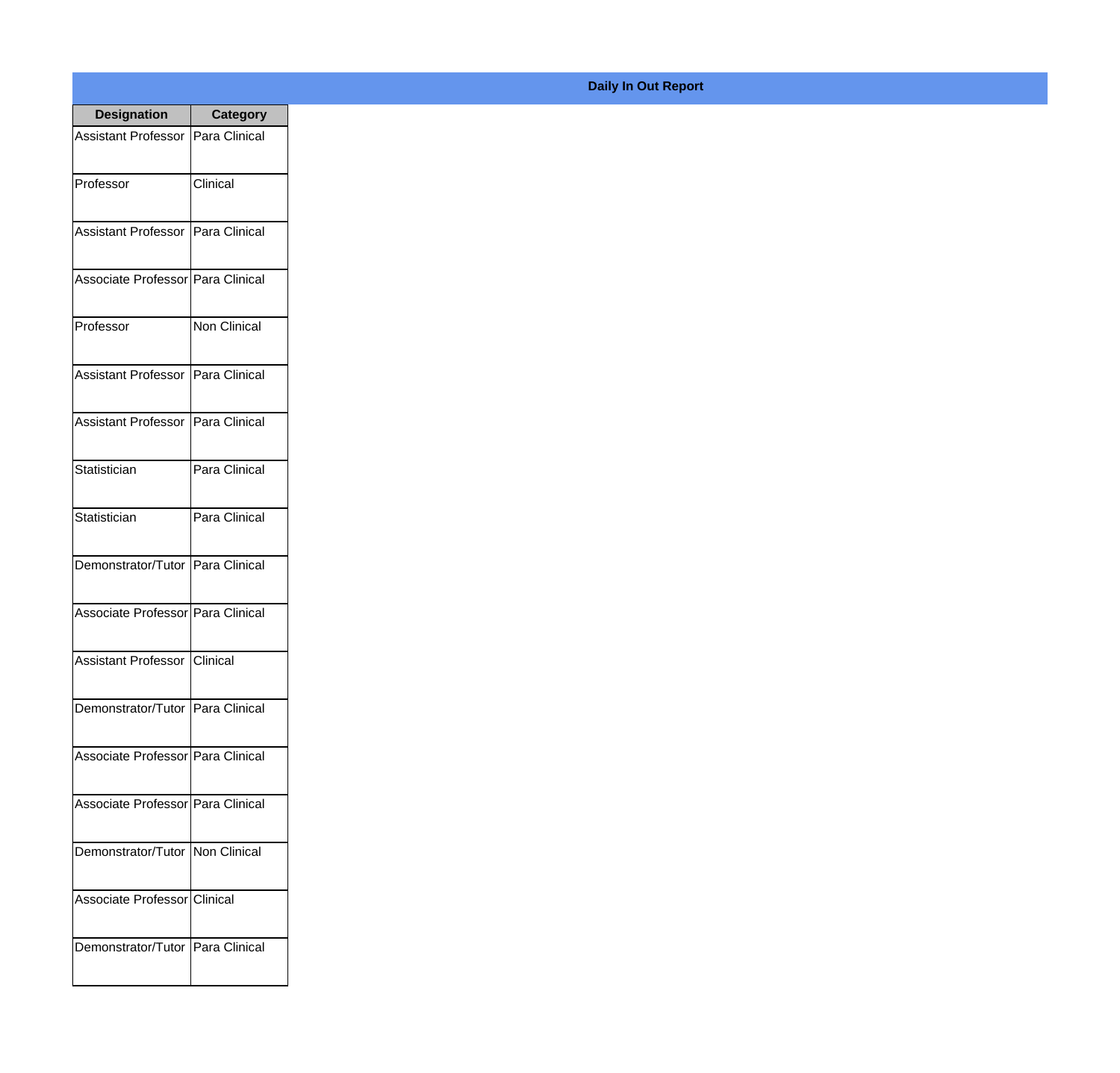**Daily In Out Report**

| Designation | Category |
|---|---|
| Assistant Professor | Para Clinical |
| Professor | Clinical |
| Assistant Professor | Para Clinical |
| Associate Professor | Para Clinical |
| Professor | Non Clinical |
| Assistant Professor | Para Clinical |
| Assistant Professor | Para Clinical |
| Statistician | Para Clinical |
| Statistician | Para Clinical |
| Demonstrator/Tutor | Para Clinical |
| Associate Professor | Para Clinical |
| Assistant Professor | Clinical |
| Demonstrator/Tutor | Para Clinical |
| Associate Professor | Para Clinical |
| Associate Professor | Para Clinical |
| Demonstrator/Tutor | Non Clinical |
| Associate Professor | Clinical |
| Demonstrator/Tutor | Para Clinical |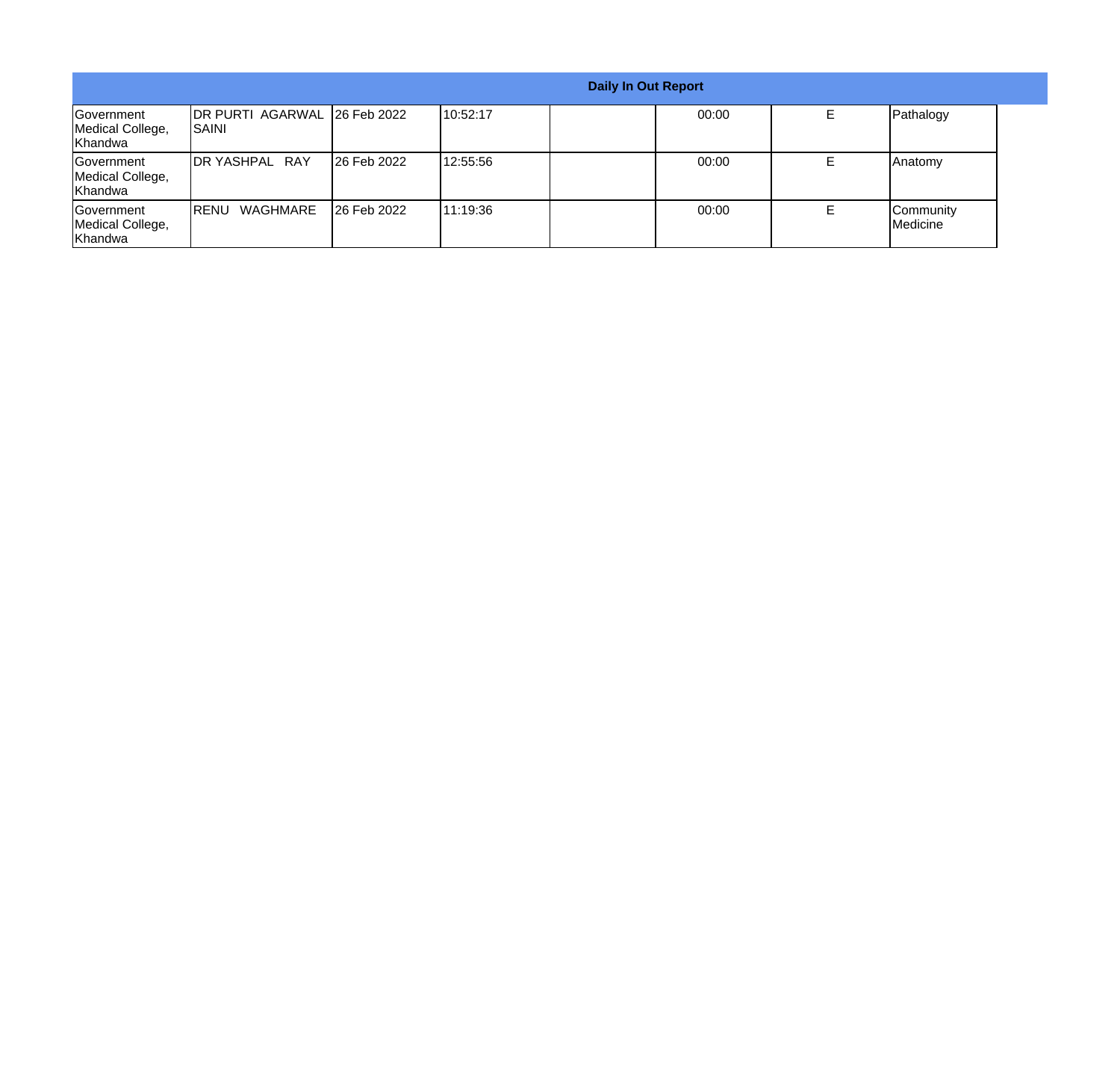| Daily In Out Report | | | | | | | |
|---|---|---|---|---|---|---|---|
| Government Medical College, Khandwa | DR PURTI AGARWAL SAINI | 26 Feb 2022 | 10:52:17 | | 00:00 | E | Pathalogy |
| Government Medical College, Khandwa | DR YASHPAL RAY | 26 Feb 2022 | 12:55:56 | | 00:00 | E | Anatomy |
| Government Medical College, Khandwa | RENU WAGHMARE | 26 Feb 2022 | 11:19:36 | | 00:00 | E | Community Medicine |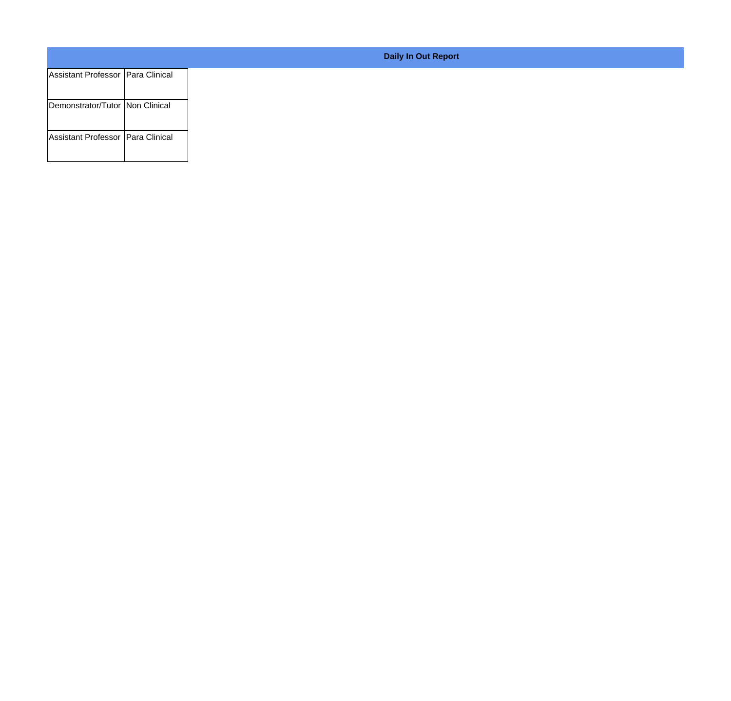**Daily In Out Report**

| | |
|---|---|
| Assistant Professor | Para Clinical |
| Demonstrator/Tutor | Non Clinical |
| Assistant Professor | Para Clinical |